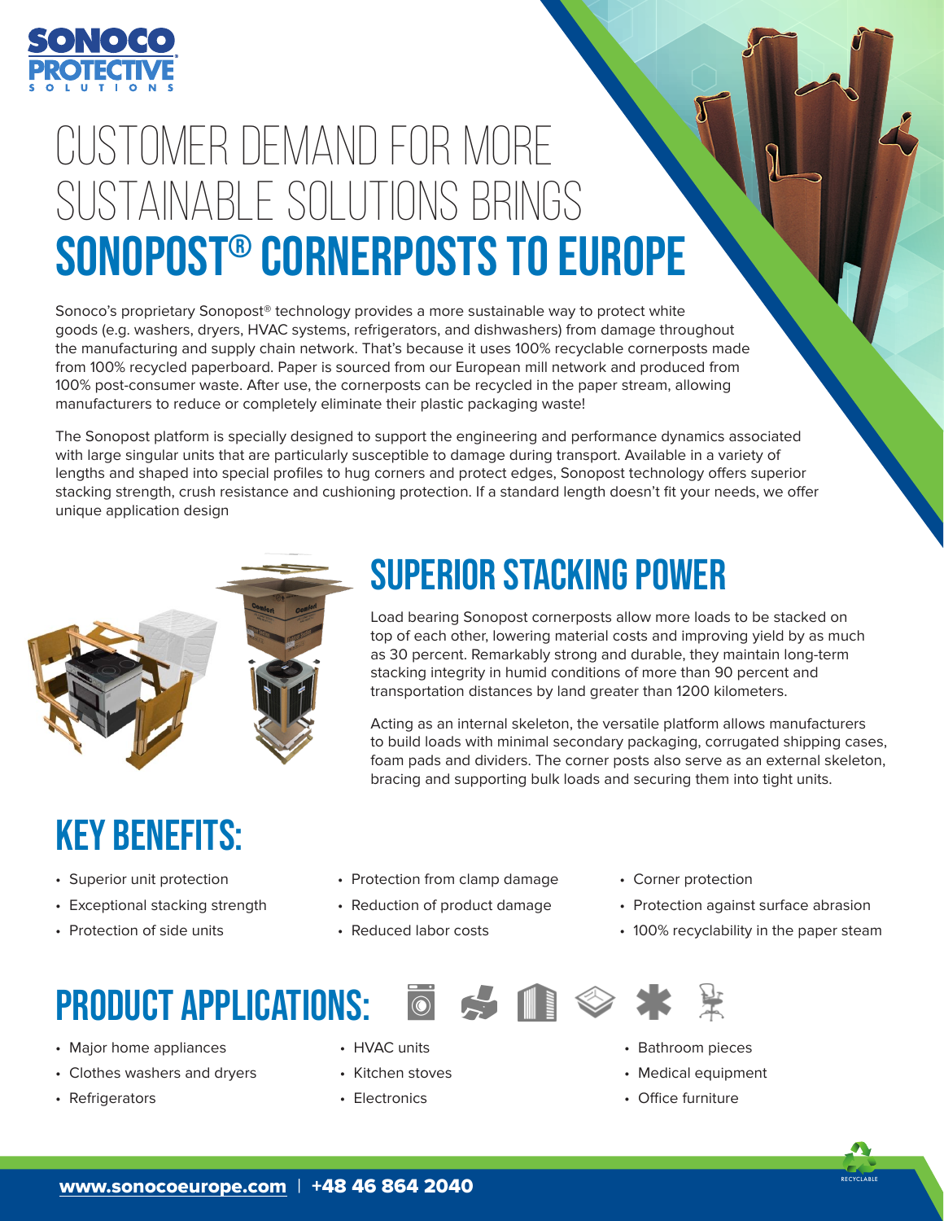SONOCO PROTECTIVE SOLUTIONS

# CUSTOMER DEMAND FOR MORE SUSTAINABLE SOLUTIONS BRINGS SONOPOST® CORNERPOSTS TO EUROPE

Sonoco's proprietary Sonopost® technology provides a more sustainable way to protect white goods (e.g. washers, dryers, HVAC systems, refrigerators, and dishwashers) from damage throughout the manufacturing and supply chain network. That's because it uses 100% recyclable cornerposts made from 100% recycled paperboard. Paper is sourced from our European mill network and produced from 100% post-consumer waste. After use, the cornerposts can be recycled in the paper stream, allowing manufacturers to reduce or completely eliminate their plastic packaging waste!

The Sonopost platform is specially designed to support the engineering and performance dynamics associated with large singular units that are particularly susceptible to damage during transport. Available in a variety of lengths and shaped into special profiles to hug corners and protect edges, Sonopost technology offers superior stacking strength, crush resistance and cushioning protection. If a standard length doesn't fit your needs, we offer unique application design

## SUPERIOR STACKING POWER

Load bearing Sonopost cornerposts allow more loads to be stacked on top of each other, lowering material costs and improving yield by as much as 30 percent. Remarkably strong and durable, they maintain long-term stacking integrity in humid conditions of more than 90 percent and transportation distances by land greater than 1200 kilometers.

Acting as an internal skeleton, the versatile platform allows manufacturers to build loads with minimal secondary packaging, corrugated shipping cases, foam pads and dividers. The corner posts also serve as an external skeleton, bracing and supporting bulk loads and securing them into tight units.

## KEY BENEFITS:

- Superior unit protection
- Exceptional stacking strength
- Protection of side units
- Protection from clamp damage
- Reduction of product damage
- Reduced labor costs
- Corner protection
- Protection against surface abrasion
- 100% recyclability in the paper steam

## PRODUCT APPLICATIONS:

- Major home appliances
- Clothes washers and dryers
- Refrigerators
- HVAC units
- Kitchen stoves
- Electronics
- Bathroom pieces
- Medical equipment
- Office furniture

www.sonocoeurope.com | +48 46 864 2040

RECYCLABLE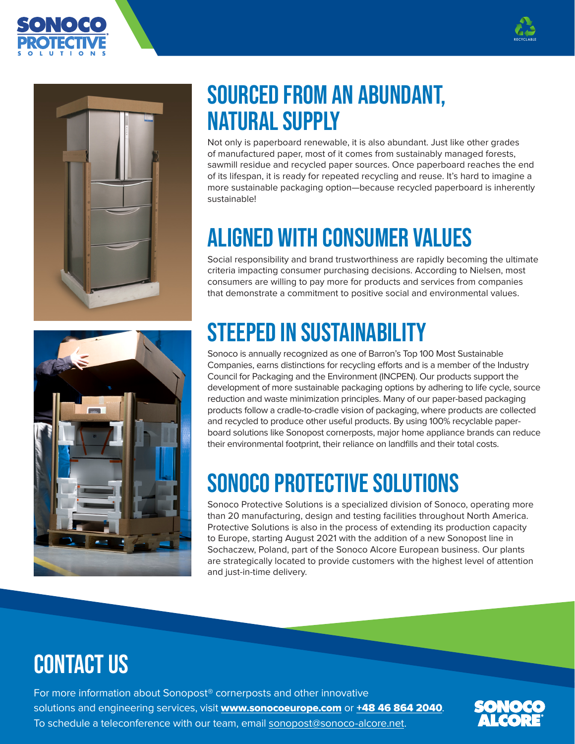## SOURCED FROM AN ABUNDANT, NATURAL SUPPLY

Not only is paperboard renewable, it is also abundant. Just like other grades of manufactured paper, most of it comes from sustainably managed forests, sawmill residue and recycled paper sources. Once paperboard reaches the end of its lifespan, it is ready for repeated recycling and reuse. It's hard to imagine a more sustainable packaging option—because recycled paperboard is inherently sustainable!

## ALIGNED WITH CONSUMER VALUES

Social responsibility and brand trustworthiness are rapidly becoming the ultimate criteria impacting consumer purchasing decisions. According to Nielsen, most consumers are willing to pay more for products and services from companies that demonstrate a commitment to positive social and environmental values.

## STEEPED IN SUSTAINABILITY

Sonoco is annually recognized as one of Barron's Top 100 Most Sustainable Companies, earns distinctions for recycling efforts and is a member of the Industry Council for Packaging and the Environment (INCPEN). Our products support the development of more sustainable packaging options by adhering to life cycle, source reduction and waste minimization principles. Many of our paper-based packaging products follow a cradle-to-cradle vision of packaging, where products are collected and recycled to produce other useful products. By using 100% recyclable paper-board solutions like Sonopost cornerposts, major home appliance brands can reduce their environmental footprint, their reliance on landfills and their total costs.

## SONOCO PROTECTIVE SOLUTIONS

Sonoco Protective Solutions is a specialized division of Sonoco, operating more than 20 manufacturing, design and testing facilities throughout North America. Protective Solutions is also in the process of extending its production capacity to Europe, starting August 2021 with the addition of a new Sonopost line in Sochaczew, Poland, part of the Sonoco Alcore European business. Our plants are strategically located to provide customers with the highest level of attention and just-in-time delivery.

## CONTACT US

For more information about Sonopost® cornerposts and other innovative solutions and engineering services, visit **www.sonocoeurope.com** or **+48 46 864 2040**. To schedule a teleconference with our team, email sonopost@sonoco-alcore.net.